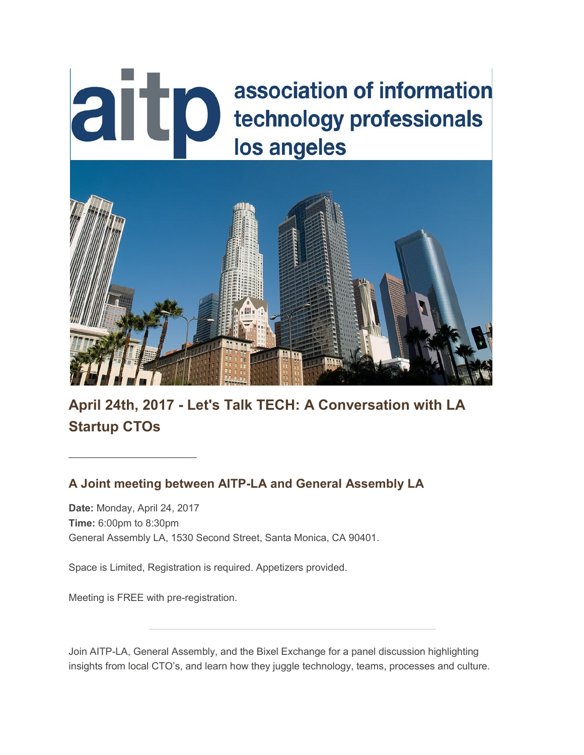# April 24th, 2017 - Let's Talk TECH: A Conversation with LA Startup CTOs

---

## A Joint meeting between AITP-LA and General Assembly LA

**Date:** Monday, April 24, 2017
**Time:** 6:00pm to 8:30pm
General Assembly LA, 1530 Second Street, Santa Monica, CA 90401.

Space is Limited, Registration is required. Appetizers provided.

Meeting is FREE with pre-registration.

---

Join AITP-LA, General Assembly, and the Bixel Exchange for a panel discussion highlighting insights from local CTO's, and learn how they juggle technology, teams, processes and culture.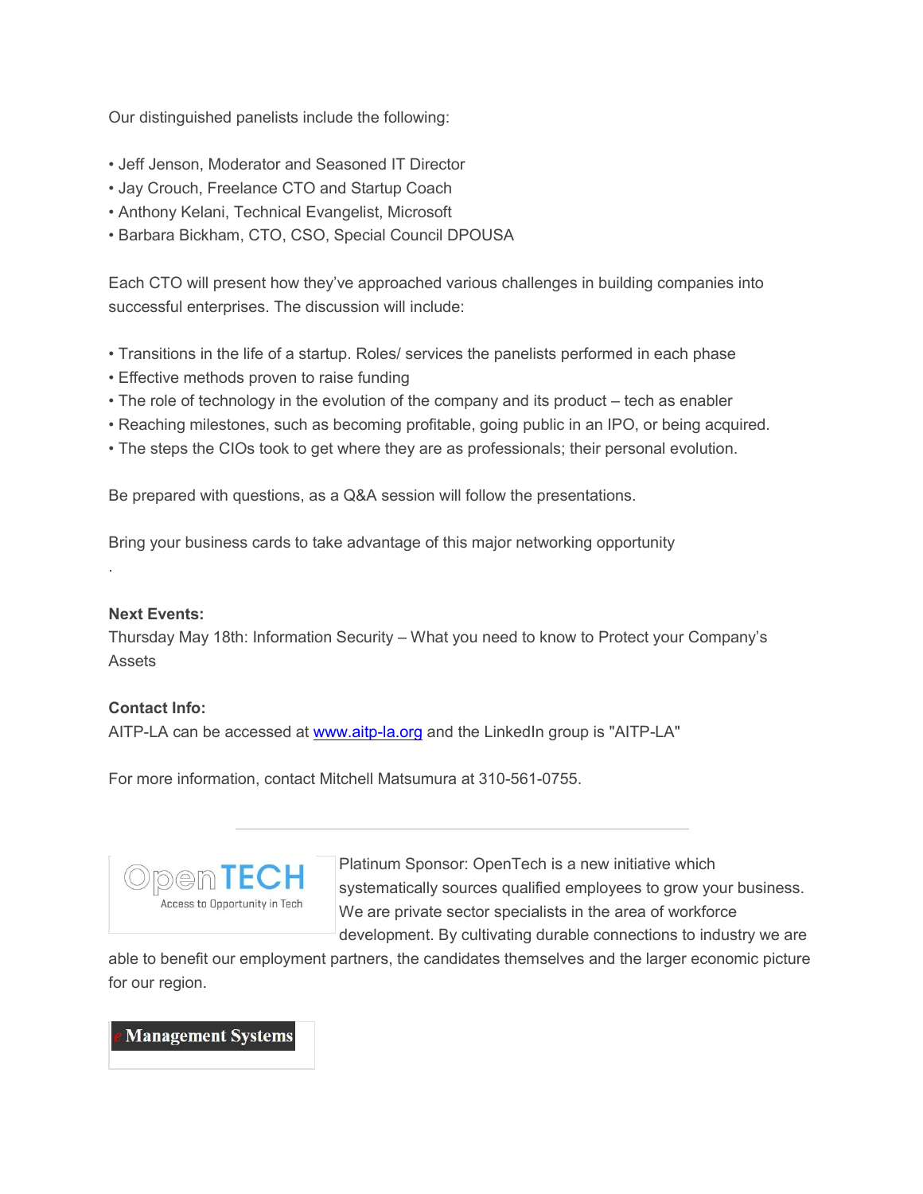Our distinguished panelists include the following:

• Jeff Jenson, Moderator and Seasoned IT Director
• Jay Crouch, Freelance CTO and Startup Coach
• Anthony Kelani, Technical Evangelist, Microsoft
• Barbara Bickham, CTO, CSO, Special Council DPOUSA

Each CTO will present how they've approached various challenges in building companies into successful enterprises. The discussion will include:

• Transitions in the life of a startup. Roles/ services the panelists performed in each phase
• Effective methods proven to raise funding
• The role of technology in the evolution of the company and its product – tech as enabler
• Reaching milestones, such as becoming profitable, going public in an IPO, or being acquired.
• The steps the CIOs took to get where they are as professionals; their personal evolution.

Be prepared with questions, as a Q&A session will follow the presentations.

Bring your business cards to take advantage of this major networking opportunity

.

**Next Events:**
Thursday May 18th: Information Security – What you need to know to Protect your Company's Assets

**Contact Info:**
AITP-LA can be accessed at [www.aitp-la.org](http://www.aitp-la.org) and the LinkedIn group is "AITP-LA"

For more information, contact Mitchell Matsumura at 310-561-0755.

---

OpenTECH Access to Opportunity in Tech

Platinum Sponsor: OpenTech is a new initiative which systematically sources qualified employees to grow your business. We are private sector specialists in the area of workforce development. By cultivating durable connections to industry we are able to benefit our employment partners, the candidates themselves and the larger economic picture for our region.

e Management Systems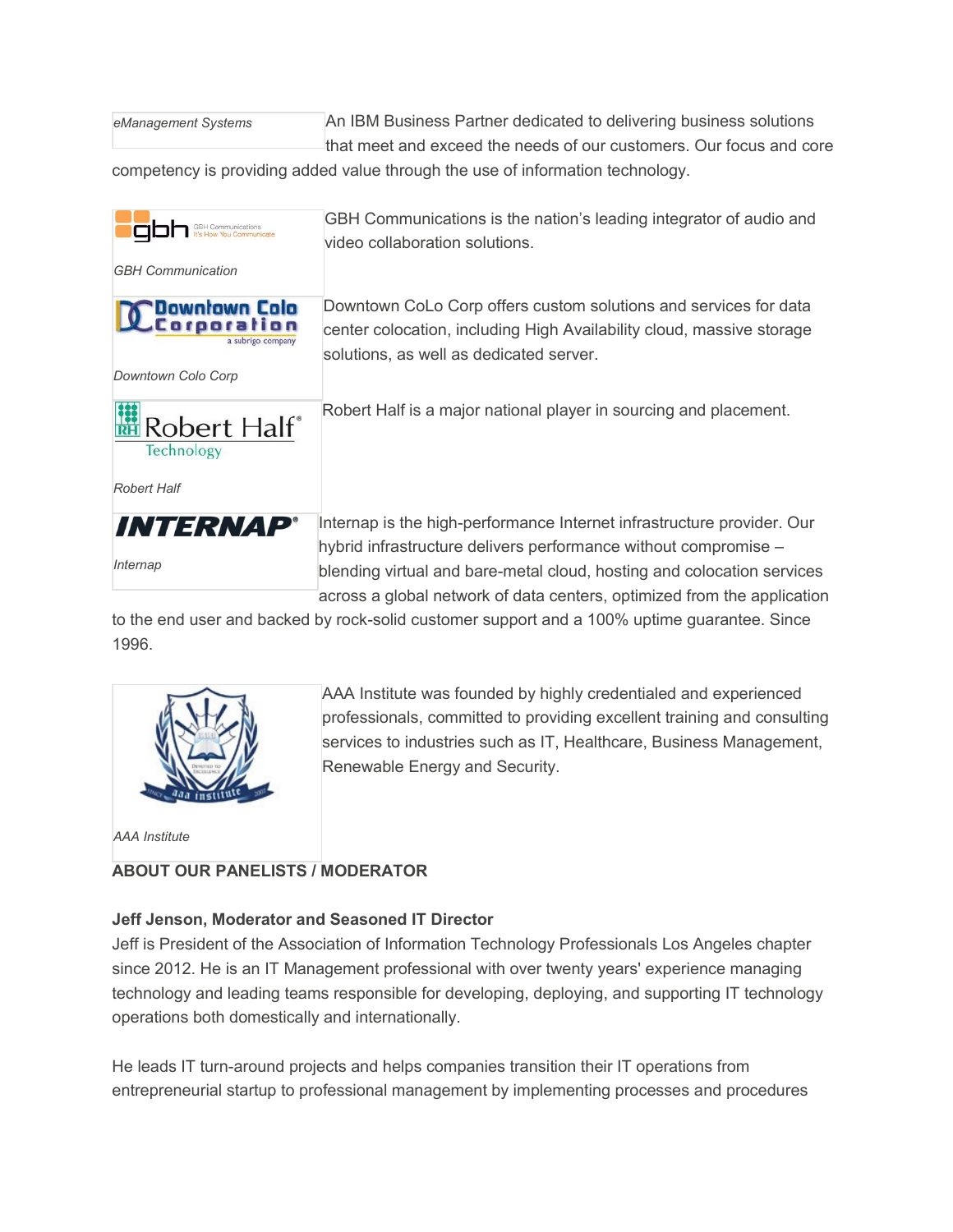*eManagement Systems*

An IBM Business Partner dedicated to delivering business solutions that meet and exceed the needs of our customers. Our focus and core competency is providing added value through the use of information technology.

*GBH Communication*

GBH Communications is the nation's leading integrator of audio and video collaboration solutions.

*Downtown Colo Corp*

Downtown CoLo Corp offers custom solutions and services for data center colocation, including High Availability cloud, massive storage solutions, as well as dedicated server.

*Robert Half*

Robert Half is a major national player in sourcing and placement.

*Internap*

Internap is the high-performance Internet infrastructure provider. Our hybrid infrastructure delivers performance without compromise – blending virtual and bare-metal cloud, hosting and colocation services across a global network of data centers, optimized from the application to the end user and backed by rock-solid customer support and a 100% uptime guarantee. Since 1996.

*AAA Institute*

AAA Institute was founded by highly credentialed and experienced professionals, committed to providing excellent training and consulting services to industries such as IT, Healthcare, Business Management, Renewable Energy and Security.

**ABOUT OUR PANELISTS / MODERATOR**

**Jeff Jenson, Moderator and Seasoned IT Director**

Jeff is President of the Association of Information Technology Professionals Los Angeles chapter since 2012. He is an IT Management professional with over twenty years' experience managing technology and leading teams responsible for developing, deploying, and supporting IT technology operations both domestically and internationally.

He leads IT turn-around projects and helps companies transition their IT operations from entrepreneurial startup to professional management by implementing processes and procedures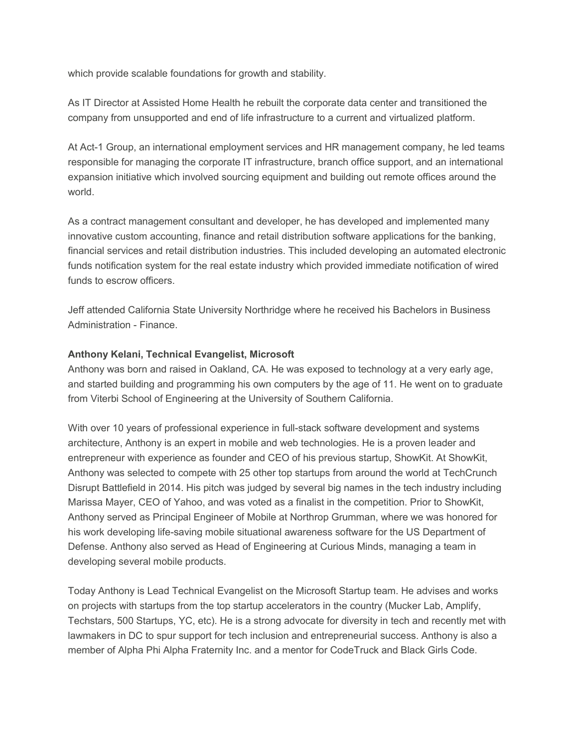which provide scalable foundations for growth and stability.

As IT Director at Assisted Home Health he rebuilt the corporate data center and transitioned the company from unsupported and end of life infrastructure to a current and virtualized platform.

At Act-1 Group, an international employment services and HR management company, he led teams responsible for managing the corporate IT infrastructure, branch office support, and an international expansion initiative which involved sourcing equipment and building out remote offices around the world.

As a contract management consultant and developer, he has developed and implemented many innovative custom accounting, finance and retail distribution software applications for the banking, financial services and retail distribution industries. This included developing an automated electronic funds notification system for the real estate industry which provided immediate notification of wired funds to escrow officers.

Jeff attended California State University Northridge where he received his Bachelors in Business Administration - Finance.

**Anthony Kelani, Technical Evangelist, Microsoft**

Anthony was born and raised in Oakland, CA. He was exposed to technology at a very early age, and started building and programming his own computers by the age of 11. He went on to graduate from Viterbi School of Engineering at the University of Southern California.

With over 10 years of professional experience in full-stack software development and systems architecture, Anthony is an expert in mobile and web technologies. He is a proven leader and entrepreneur with experience as founder and CEO of his previous startup, ShowKit. At ShowKit, Anthony was selected to compete with 25 other top startups from around the world at TechCrunch Disrupt Battlefield in 2014. His pitch was judged by several big names in the tech industry including Marissa Mayer, CEO of Yahoo, and was voted as a finalist in the competition. Prior to ShowKit, Anthony served as Principal Engineer of Mobile at Northrop Grumman, where we was honored for his work developing life-saving mobile situational awareness software for the US Department of Defense. Anthony also served as Head of Engineering at Curious Minds, managing a team in developing several mobile products.

Today Anthony is Lead Technical Evangelist on the Microsoft Startup team. He advises and works on projects with startups from the top startup accelerators in the country (Mucker Lab, Amplify, Techstars, 500 Startups, YC, etc). He is a strong advocate for diversity in tech and recently met with lawmakers in DC to spur support for tech inclusion and entrepreneurial success. Anthony is also a member of Alpha Phi Alpha Fraternity Inc. and a mentor for CodeTruck and Black Girls Code.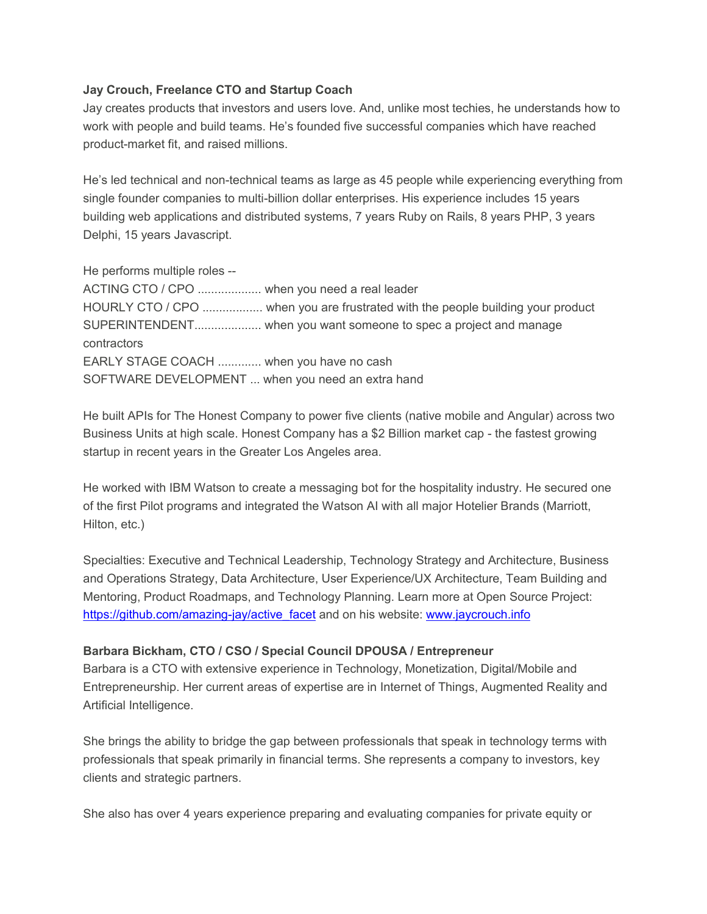**Jay Crouch, Freelance CTO and Startup Coach**

Jay creates products that investors and users love. And, unlike most techies, he understands how to work with people and build teams. He's founded five successful companies which have reached product-market fit, and raised millions.

He's led technical and non-technical teams as large as 45 people while experiencing everything from single founder companies to multi-billion dollar enterprises. His experience includes 15 years building web applications and distributed systems, 7 years Ruby on Rails, 8 years PHP, 3 years Delphi, 15 years Javascript.

He performs multiple roles --
ACTING CTO / CPO .................. when you need a real leader
HOURLY CTO / CPO .................. when you are frustrated with the people building your product
SUPERINTENDENT.................... when you want someone to spec a project and manage contractors
EARLY STAGE COACH ............. when you have no cash
SOFTWARE DEVELOPMENT ... when you need an extra hand

He built APIs for The Honest Company to power five clients (native mobile and Angular) across two Business Units at high scale. Honest Company has a $2 Billion market cap - the fastest growing startup in recent years in the Greater Los Angeles area.

He worked with IBM Watson to create a messaging bot for the hospitality industry. He secured one of the first Pilot programs and integrated the Watson AI with all major Hotelier Brands (Marriott, Hilton, etc.)

Specialties: Executive and Technical Leadership, Technology Strategy and Architecture, Business and Operations Strategy, Data Architecture, User Experience/UX Architecture, Team Building and Mentoring, Product Roadmaps, and Technology Planning. Learn more at Open Source Project: [https://github.com/amazing-jay/active_facet](https://github.com/amazing-jay/active_facet) and on his website: [www.jaycrouch.info](www.jaycrouch.info)

**Barbara Bickham, CTO / CSO / Special Council DPOUSA / Entrepreneur**

Barbara is a CTO with extensive experience in Technology, Monetization, Digital/Mobile and Entrepreneurship. Her current areas of expertise are in Internet of Things, Augmented Reality and Artificial Intelligence.

She brings the ability to bridge the gap between professionals that speak in technology terms with professionals that speak primarily in financial terms. She represents a company to investors, key clients and strategic partners.

She also has over 4 years experience preparing and evaluating companies for private equity or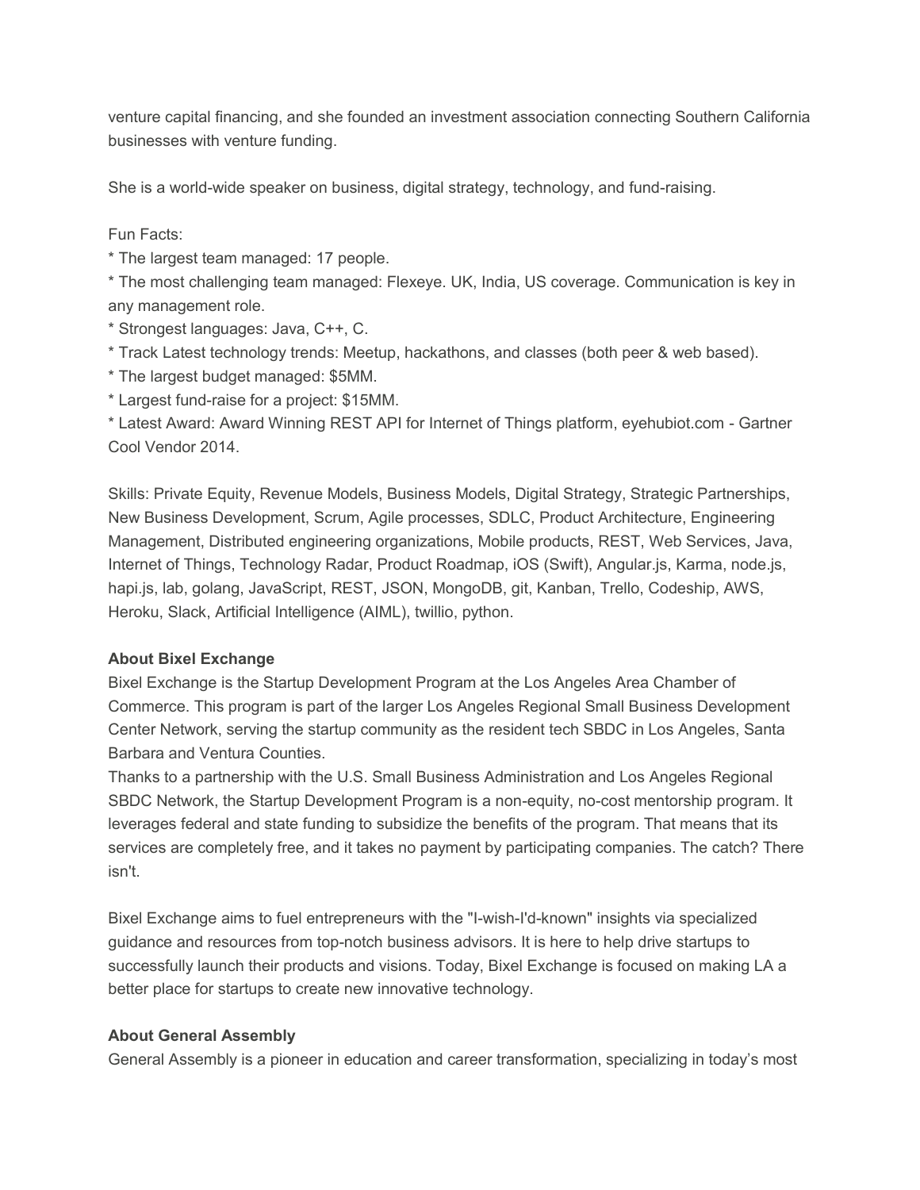venture capital financing, and she founded an investment association connecting Southern California businesses with venture funding.

She is a world-wide speaker on business, digital strategy, technology, and fund-raising.

Fun Facts:

* The largest team managed: 17 people.
* The most challenging team managed: Flexeye. UK, India, US coverage. Communication is key in any management role.
* Strongest languages: Java, C++, C.
* Track Latest technology trends: Meetup, hackathons, and classes (both peer & web based).
* The largest budget managed: $5MM.
* Largest fund-raise for a project: $15MM.
* Latest Award: Award Winning REST API for Internet of Things platform, eyehubiot.com - Gartner Cool Vendor 2014.

Skills: Private Equity, Revenue Models, Business Models, Digital Strategy, Strategic Partnerships, New Business Development, Scrum, Agile processes, SDLC, Product Architecture, Engineering Management, Distributed engineering organizations, Mobile products, REST, Web Services, Java, Internet of Things, Technology Radar, Product Roadmap, iOS (Swift), Angular.js, Karma, node.js, hapi.js, lab, golang, JavaScript, REST, JSON, MongoDB, git, Kanban, Trello, Codeship, AWS, Heroku, Slack, Artificial Intelligence (AIML), twillio, python.

**About Bixel Exchange**

Bixel Exchange is the Startup Development Program at the Los Angeles Area Chamber of Commerce. This program is part of the larger Los Angeles Regional Small Business Development Center Network, serving the startup community as the resident tech SBDC in Los Angeles, Santa Barbara and Ventura Counties.

Thanks to a partnership with the U.S. Small Business Administration and Los Angeles Regional SBDC Network, the Startup Development Program is a non-equity, no-cost mentorship program. It leverages federal and state funding to subsidize the benefits of the program. That means that its services are completely free, and it takes no payment by participating companies. The catch? There isn't.

Bixel Exchange aims to fuel entrepreneurs with the "I-wish-I'd-known" insights via specialized guidance and resources from top-notch business advisors. It is here to help drive startups to successfully launch their products and visions. Today, Bixel Exchange is focused on making LA a better place for startups to create new innovative technology.

**About General Assembly**

General Assembly is a pioneer in education and career transformation, specializing in today's most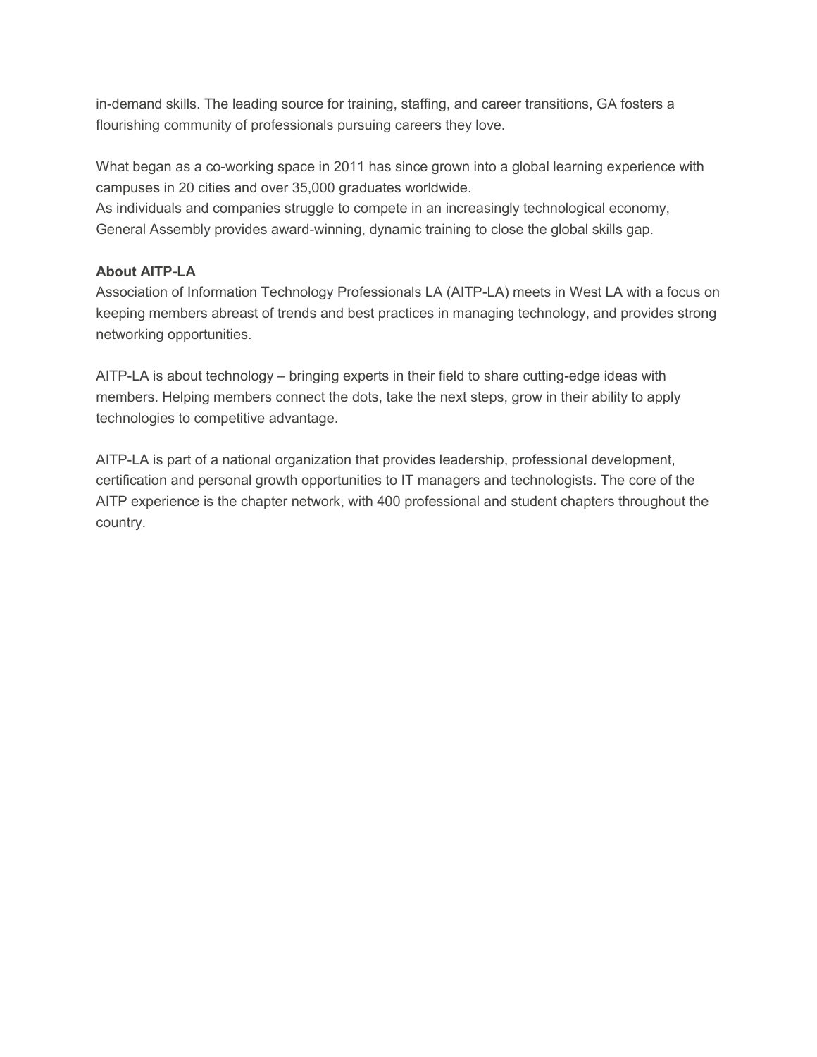in-demand skills. The leading source for training, staffing, and career transitions, GA fosters a flourishing community of professionals pursuing careers they love.

What began as a co-working space in 2011 has since grown into a global learning experience with campuses in 20 cities and over 35,000 graduates worldwide.
As individuals and companies struggle to compete in an increasingly technological economy, General Assembly provides award-winning, dynamic training to close the global skills gap.

**About AITP-LA**
Association of Information Technology Professionals LA (AITP-LA) meets in West LA with a focus on keeping members abreast of trends and best practices in managing technology, and provides strong networking opportunities.

AITP-LA is about technology – bringing experts in their field to share cutting-edge ideas with members. Helping members connect the dots, take the next steps, grow in their ability to apply technologies to competitive advantage.

AITP-LA is part of a national organization that provides leadership, professional development, certification and personal growth opportunities to IT managers and technologists. The core of the AITP experience is the chapter network, with 400 professional and student chapters throughout the country.